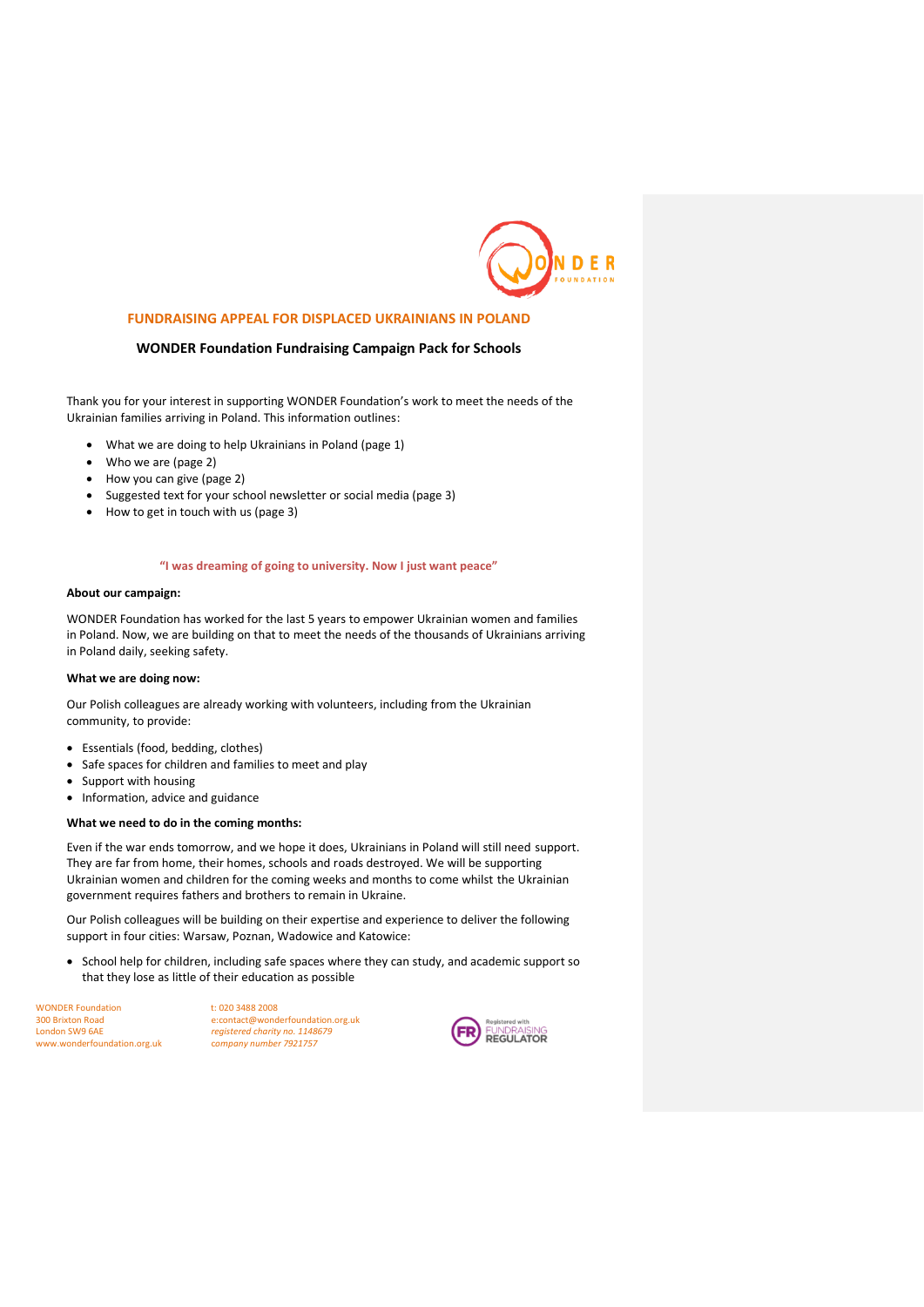## FUNDRAISING APPEAL FOR DISPLACED UKRAINIANS IN POLAND

### WONDER Foundation Fundraising Campaign Pack for Schools

Thank you for your interest in supporting WONDER Foundation's work to meet the needs of the Ukrainian families arriving in Poland. This information outlines:

- What we are doing to help Ukrainians in Poland (page 1)
- Who we are (page 2)
- How you can give (page 2)
- Suggested text for your school newsletter or social media (page 3)
- How to get in touch with us (page 3)

**"I was dreaming of going to university. Now I just want peace"**

**About our campaign:**

WONDER Foundation has worked for the last 5 years to empower Ukrainian women and families in Poland. Now, we are building on that to meet the needs of the thousands of Ukrainians arriving in Poland daily, seeking safety.

**What we are doing now:**

Our Polish colleagues are already working with volunteers, including from the Ukrainian community, to provide:

- Essentials (food, bedding, clothes)
- Safe spaces for children and families to meet and play
- Support with housing
- Information, advice and guidance

**What we need to do in the coming months:**

Even if the war ends tomorrow, and we hope it does, Ukrainians in Poland will still need support. They are far from home, their homes, schools and roads destroyed. We will be supporting Ukrainian women and children for the coming weeks and months to come whilst the Ukrainian government requires fathers and brothers to remain in Ukraine.

Our Polish colleagues will be building on their expertise and experience to deliver the following support in four cities: Warsaw, Poznan, Wadowice and Katowice:

- School help for children, including safe spaces where they can study, and academic support so that they lose as little of their education as possible

WONDER Foundation
300 Brixton Road
London SW9 6AE
www.wonderfoundation.org.uk

t: 020 3488 2008
e:contact@wonderfoundation.org.uk
*registered charity no. 1148679*
*company number 7921757*

Registered with FUNDRAISING REGULATOR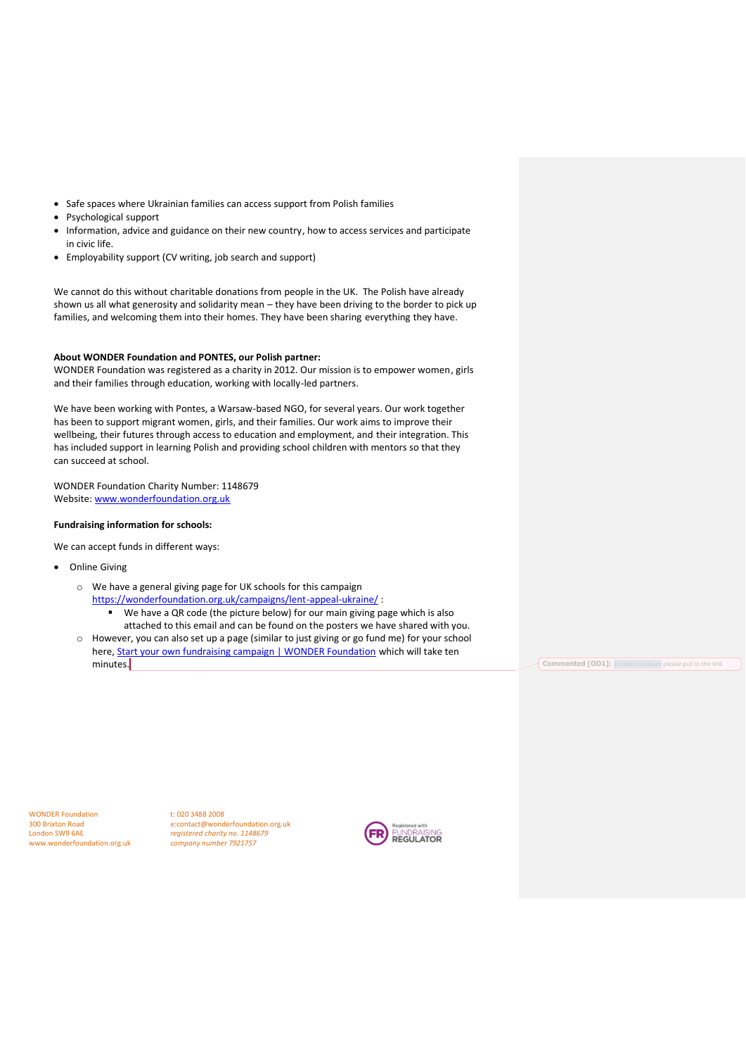- Safe spaces where Ukrainian families can access support from Polish families
- Psychological support
- Information, advice and guidance on their new country, how to access services and participate in civic life.
- Employability support (CV writing, job search and support)

We cannot do this without charitable donations from people in the UK. The Polish have already shown us all what generosity and solidarity mean – they have been driving to the border to pick up families, and welcoming them into their homes. They have been sharing everything they have.

**About WONDER Foundation and PONTES, our Polish partner:**
WONDER Foundation was registered as a charity in 2012. Our mission is to empower women, girls and their families through education, working with locally-led partners.

We have been working with Pontes, a Warsaw-based NGO, for several years. Our work together has been to support migrant women, girls, and their families. Our work aims to improve their wellbeing, their futures through access to education and employment, and their integration. This has included support in learning Polish and providing school children with mentors so that they can succeed at school.

WONDER Foundation Charity Number: 1148679
Website: [www.wonderfoundation.org.uk](http://www.wonderfoundation.org.uk)

**Fundraising information for schools:**

We can accept funds in different ways:

- Online Giving
  - We have a general giving page for UK schools for this campaign [https://wonderfoundation.org.uk/campaigns/lent-appeal-ukraine/](https://wonderfoundation.org.uk/campaigns/lent-appeal-ukraine/) :
    - We have a QR code (the picture below) for our main giving page which is also attached to this email and can be found on the posters we have shared with you.
  - However, you can also set up a page (similar to just giving or go fund me) for your school here, [Start your own fundraising campaign | WONDER Foundation](#) which will take ten minutes.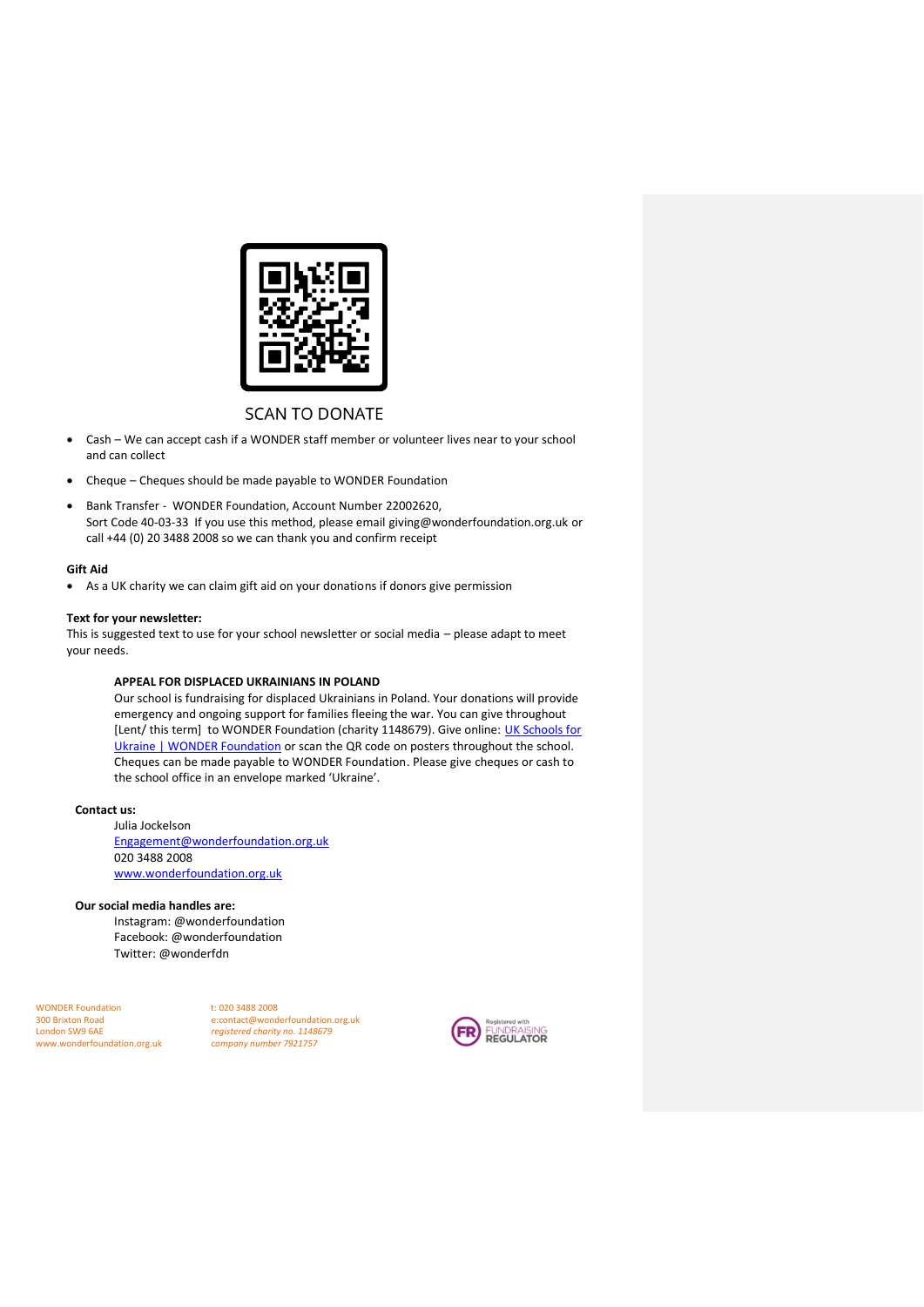SCAN TO DONATE

- Cash – We can accept cash if a WONDER staff member or volunteer lives near to your school and can collect
- Cheque – Cheques should be made payable to WONDER Foundation
- Bank Transfer - WONDER Foundation, Account Number 22002620, Sort Code 40-03-33 If you use this method, please email giving@wonderfoundation.org.uk or call +44 (0) 20 3488 2008 so we can thank you and confirm receipt

**Gift Aid**

- As a UK charity we can claim gift aid on your donations if donors give permission

**Text for your newsletter:**

This is suggested text to use for your school newsletter or social media – please adapt to meet your needs.

> **APPEAL FOR DISPLACED UKRAINIANS IN POLAND**
>
> Our school is fundraising for displaced Ukrainians in Poland. Your donations will provide emergency and ongoing support for families fleeing the war. You can give throughout [Lent/ this term] to WONDER Foundation (charity 1148679). Give online: [UK Schools for Ukraine | WONDER Foundation]() or scan the QR code on posters throughout the school. Cheques can be made payable to WONDER Foundation. Please give cheques or cash to the school office in an envelope marked 'Ukraine'.

**Contact us:**

Julia Jockelson
[Engagement@wonderfoundation.org.uk](mailto:Engagement@wonderfoundation.org.uk)
020 3488 2008
[www.wonderfoundation.org.uk](http://www.wonderfoundation.org.uk)

**Our social media handles are:**

Instagram: @wonderfoundation
Facebook: @wonderfoundation
Twitter: @wonderfdn

WONDER Foundation
300 Brixton Road
London SW9 6AE
www.wonderfoundation.org.uk

t: 020 3488 2008
e:contact@wonderfoundation.org.uk
*registered charity no. 1148679*
*company number 7921757*

Registered with FUNDRAISING REGULATOR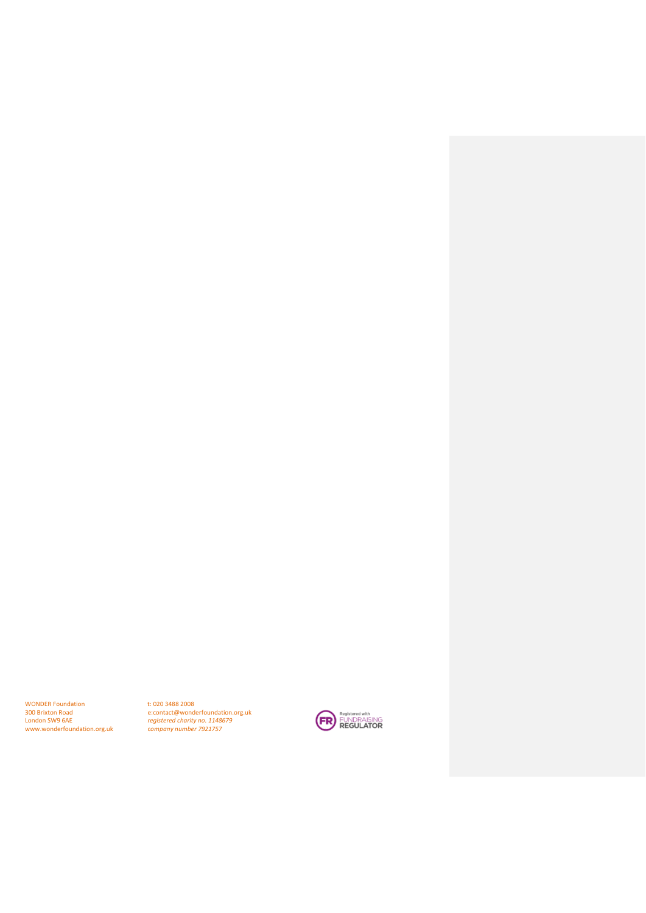WONDER Foundation
300 Brixton Road
London SW9 6AE
www.wonderfoundation.org.uk

t: 020 3488 2008
e:contact@wonderfoundation.org.uk
*registered charity no. 1148679*
*company number 7921757*

Registered with FUNDRAISING REGULATOR